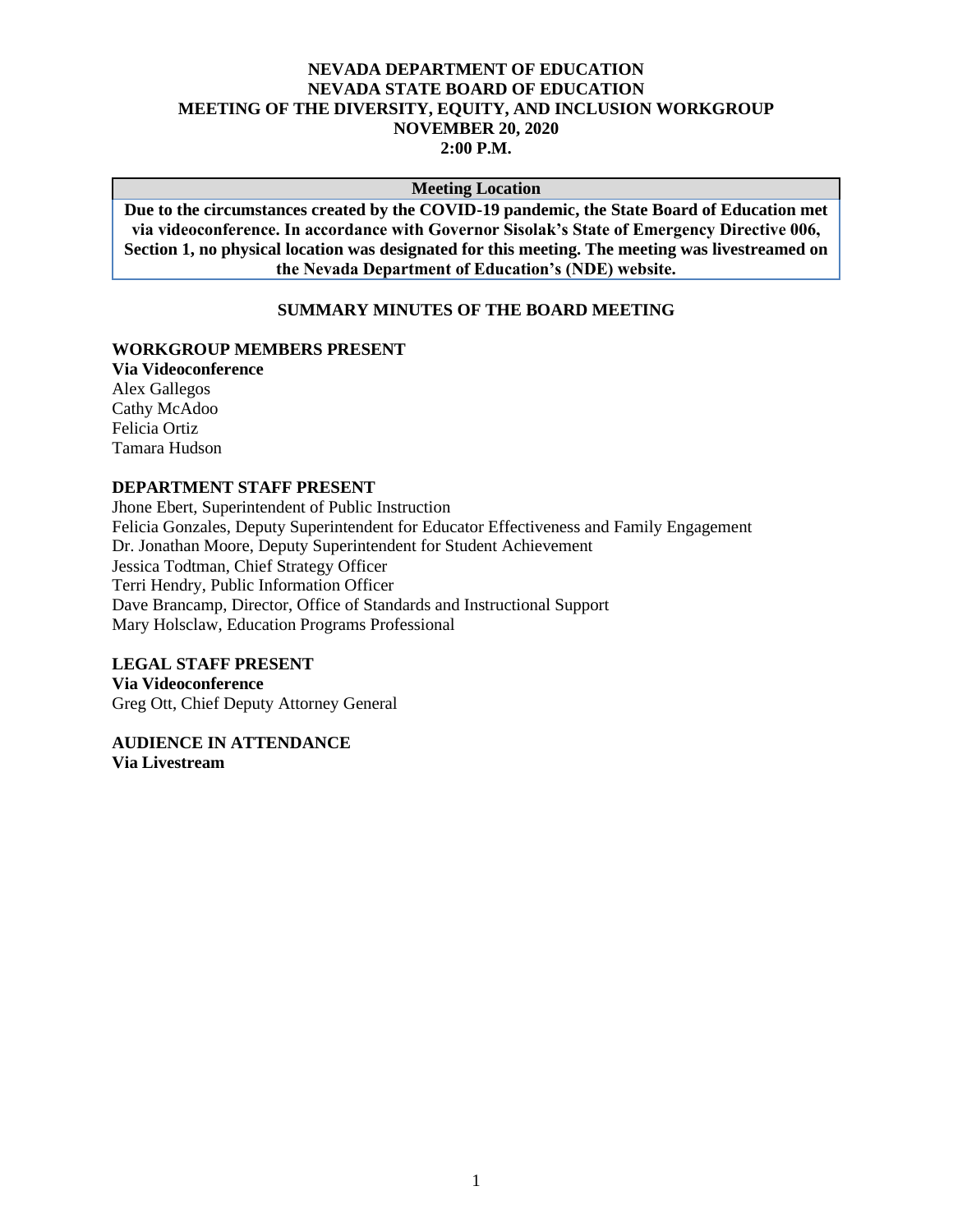# NEVADA DEPARTMENT OF EDUCATION
# NEVADA STATE BOARD OF EDUCATION
# MEETING OF THE DIVERSITY, EQUITY, AND INCLUSION WORKGROUP
# NOVEMBER 20, 2020
# 2:00 P.M.

| Meeting Location |
| --- |
| **Due to the circumstances created by the COVID-19 pandemic, the State Board of Education met via videoconference. In accordance with Governor Sisolak's State of Emergency Directive 006, Section 1, no physical location was designated for this meeting. The meeting was livestreamed on the Nevada Department of Education's (NDE) website.** |

## SUMMARY MINUTES OF THE BOARD MEETING

### WORKGROUP MEMBERS PRESENT
**Via Videoconference**
Alex Gallegos
Cathy McAdoo
Felicia Ortiz
Tamara Hudson

### DEPARTMENT STAFF PRESENT
Jhone Ebert, Superintendent of Public Instruction
Felicia Gonzales, Deputy Superintendent for Educator Effectiveness and Family Engagement
Dr. Jonathan Moore, Deputy Superintendent for Student Achievement
Jessica Todtman, Chief Strategy Officer
Terri Hendry, Public Information Officer
Dave Brancamp, Director, Office of Standards and Instructional Support
Mary Holsclaw, Education Programs Professional

### LEGAL STAFF PRESENT
**Via Videoconference**
Greg Ott, Chief Deputy Attorney General

### AUDIENCE IN ATTENDANCE
**Via Livestream**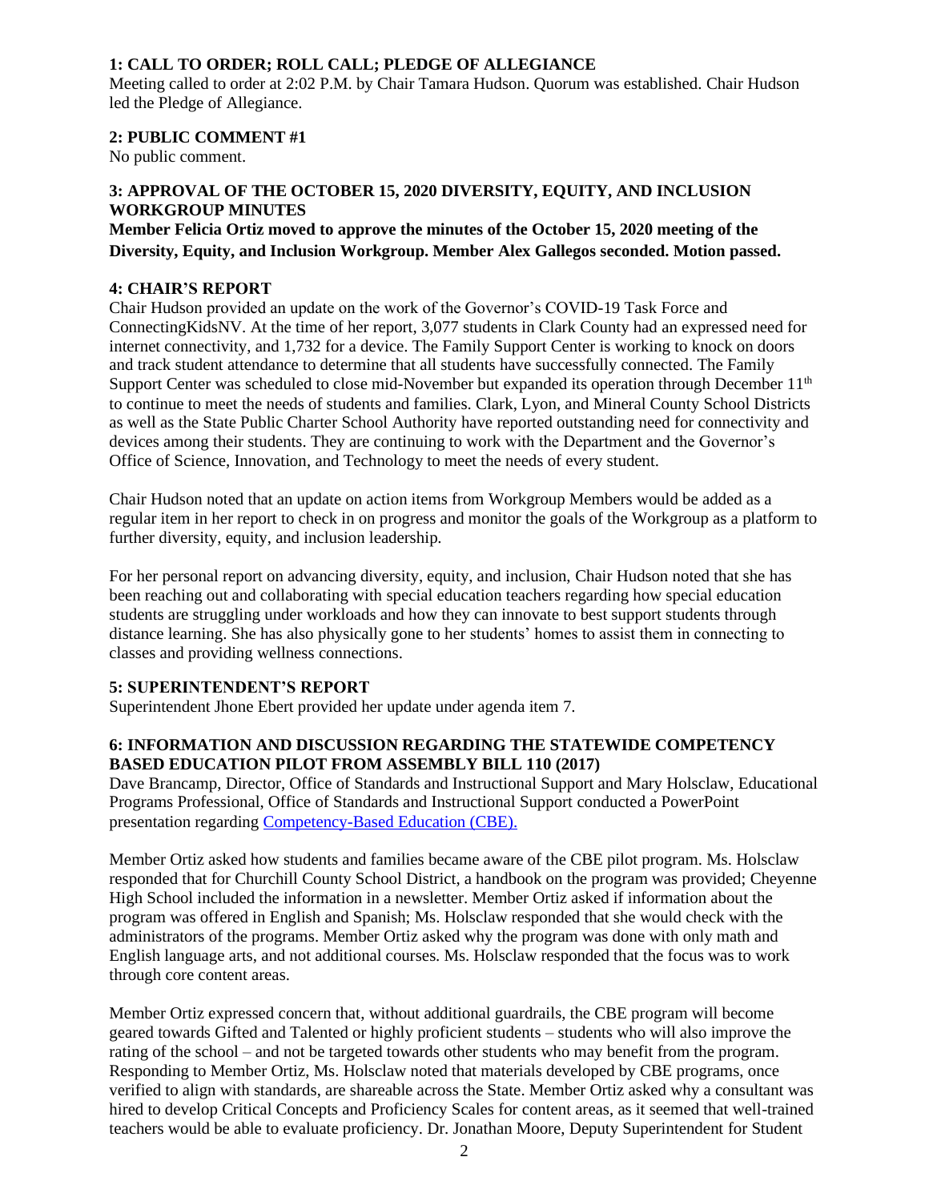### 1: CALL TO ORDER; ROLL CALL; PLEDGE OF ALLEGIANCE

Meeting called to order at 2:02 P.M. by Chair Tamara Hudson. Quorum was established. Chair Hudson led the Pledge of Allegiance.

### 2: PUBLIC COMMENT #1

No public comment.

### 3: APPROVAL OF THE OCTOBER 15, 2020 DIVERSITY, EQUITY, AND INCLUSION WORKGROUP MINUTES

**Member Felicia Ortiz moved to approve the minutes of the October 15, 2020 meeting of the Diversity, Equity, and Inclusion Workgroup. Member Alex Gallegos seconded. Motion passed.**

### 4: CHAIR'S REPORT

Chair Hudson provided an update on the work of the Governor's COVID-19 Task Force and ConnectingKidsNV. At the time of her report, 3,077 students in Clark County had an expressed need for internet connectivity, and 1,732 for a device. The Family Support Center is working to knock on doors and track student attendance to determine that all students have successfully connected. The Family Support Center was scheduled to close mid-November but expanded its operation through December 11th to continue to meet the needs of students and families. Clark, Lyon, and Mineral County School Districts as well as the State Public Charter School Authority have reported outstanding need for connectivity and devices among their students. They are continuing to work with the Department and the Governor's Office of Science, Innovation, and Technology to meet the needs of every student.

Chair Hudson noted that an update on action items from Workgroup Members would be added as a regular item in her report to check in on progress and monitor the goals of the Workgroup as a platform to further diversity, equity, and inclusion leadership.

For her personal report on advancing diversity, equity, and inclusion, Chair Hudson noted that she has been reaching out and collaborating with special education teachers regarding how special education students are struggling under workloads and how they can innovate to best support students through distance learning. She has also physically gone to her students' homes to assist them in connecting to classes and providing wellness connections.

### 5: SUPERINTENDENT'S REPORT

Superintendent Jhone Ebert provided her update under agenda item 7.

### 6: INFORMATION AND DISCUSSION REGARDING THE STATEWIDE COMPETENCY BASED EDUCATION PILOT FROM ASSEMBLY BILL 110 (2017)

Dave Brancamp, Director, Office of Standards and Instructional Support and Mary Holsclaw, Educational Programs Professional, Office of Standards and Instructional Support conducted a PowerPoint presentation regarding Competency-Based Education (CBE).

Member Ortiz asked how students and families became aware of the CBE pilot program. Ms. Holsclaw responded that for Churchill County School District, a handbook on the program was provided; Cheyenne High School included the information in a newsletter. Member Ortiz asked if information about the program was offered in English and Spanish; Ms. Holsclaw responded that she would check with the administrators of the programs. Member Ortiz asked why the program was done with only math and English language arts, and not additional courses. Ms. Holsclaw responded that the focus was to work through core content areas.

Member Ortiz expressed concern that, without additional guardrails, the CBE program will become geared towards Gifted and Talented or highly proficient students – students who will also improve the rating of the school – and not be targeted towards other students who may benefit from the program. Responding to Member Ortiz, Ms. Holsclaw noted that materials developed by CBE programs, once verified to align with standards, are shareable across the State. Member Ortiz asked why a consultant was hired to develop Critical Concepts and Proficiency Scales for content areas, as it seemed that well-trained teachers would be able to evaluate proficiency. Dr. Jonathan Moore, Deputy Superintendent for Student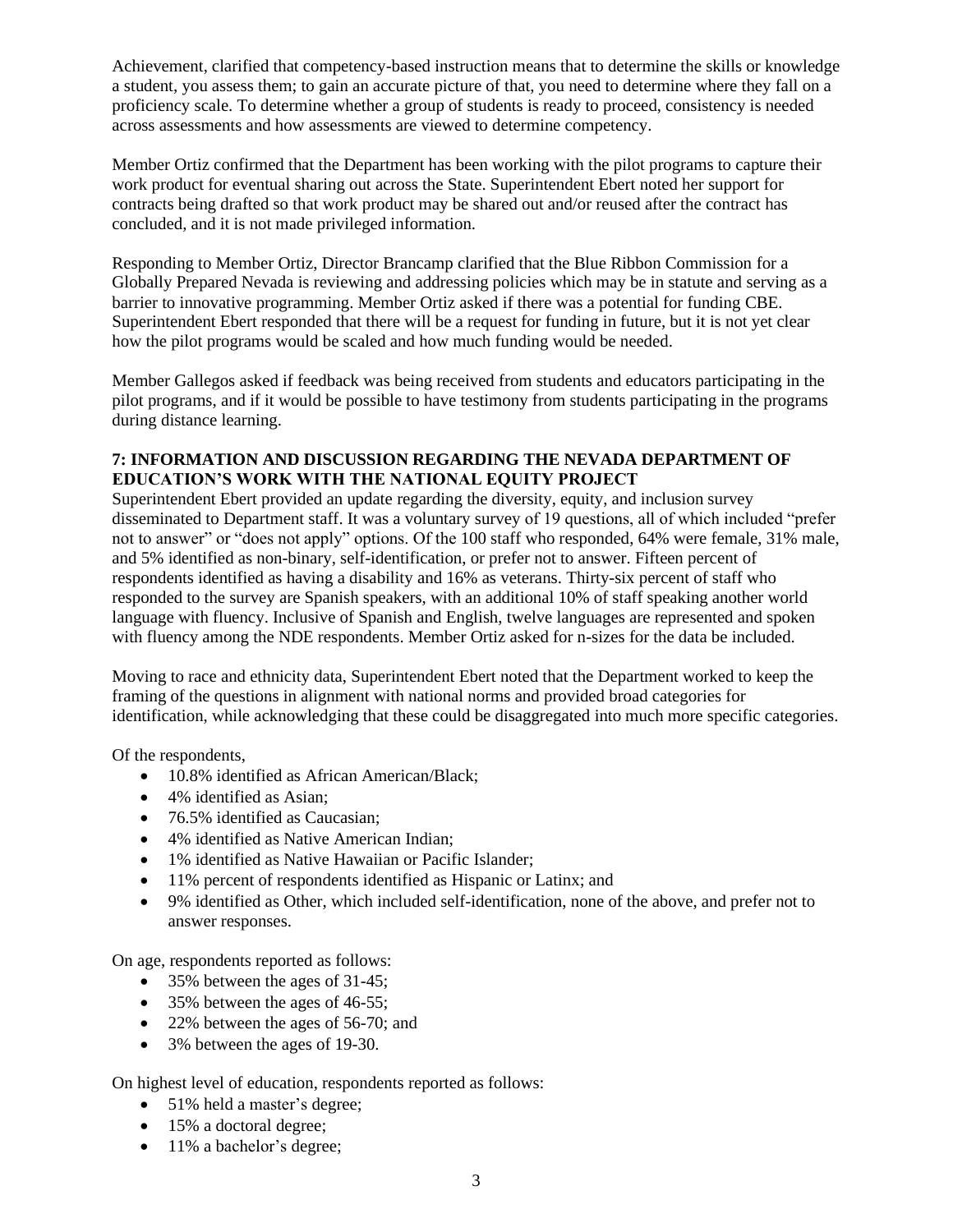Achievement, clarified that competency-based instruction means that to determine the skills or knowledge a student, you assess them; to gain an accurate picture of that, you need to determine where they fall on a proficiency scale. To determine whether a group of students is ready to proceed, consistency is needed across assessments and how assessments are viewed to determine competency.

Member Ortiz confirmed that the Department has been working with the pilot programs to capture their work product for eventual sharing out across the State. Superintendent Ebert noted her support for contracts being drafted so that work product may be shared out and/or reused after the contract has concluded, and it is not made privileged information.

Responding to Member Ortiz, Director Brancamp clarified that the Blue Ribbon Commission for a Globally Prepared Nevada is reviewing and addressing policies which may be in statute and serving as a barrier to innovative programming. Member Ortiz asked if there was a potential for funding CBE. Superintendent Ebert responded that there will be a request for funding in future, but it is not yet clear how the pilot programs would be scaled and how much funding would be needed.

Member Gallegos asked if feedback was being received from students and educators participating in the pilot programs, and if it would be possible to have testimony from students participating in the programs during distance learning.

**7: INFORMATION AND DISCUSSION REGARDING THE NEVADA DEPARTMENT OF EDUCATION'S WORK WITH THE NATIONAL EQUITY PROJECT**

Superintendent Ebert provided an update regarding the diversity, equity, and inclusion survey disseminated to Department staff. It was a voluntary survey of 19 questions, all of which included "prefer not to answer" or "does not apply" options. Of the 100 staff who responded, 64% were female, 31% male, and 5% identified as non-binary, self-identification, or prefer not to answer. Fifteen percent of respondents identified as having a disability and 16% as veterans. Thirty-six percent of staff who responded to the survey are Spanish speakers, with an additional 10% of staff speaking another world language with fluency. Inclusive of Spanish and English, twelve languages are represented and spoken with fluency among the NDE respondents. Member Ortiz asked for n-sizes for the data be included.

Moving to race and ethnicity data, Superintendent Ebert noted that the Department worked to keep the framing of the questions in alignment with national norms and provided broad categories for identification, while acknowledging that these could be disaggregated into much more specific categories.

Of the respondents,

- 10.8% identified as African American/Black;
- 4% identified as Asian;
- 76.5% identified as Caucasian;
- 4% identified as Native American Indian;
- 1% identified as Native Hawaiian or Pacific Islander;
- 11% percent of respondents identified as Hispanic or Latinx; and
- 9% identified as Other, which included self-identification, none of the above, and prefer not to answer responses.

On age, respondents reported as follows:

- 35% between the ages of 31-45;
- 35% between the ages of 46-55;
- 22% between the ages of 56-70; and
- 3% between the ages of 19-30.

On highest level of education, respondents reported as follows:

- 51% held a master's degree;
- 15% a doctoral degree;
- 11% a bachelor's degree;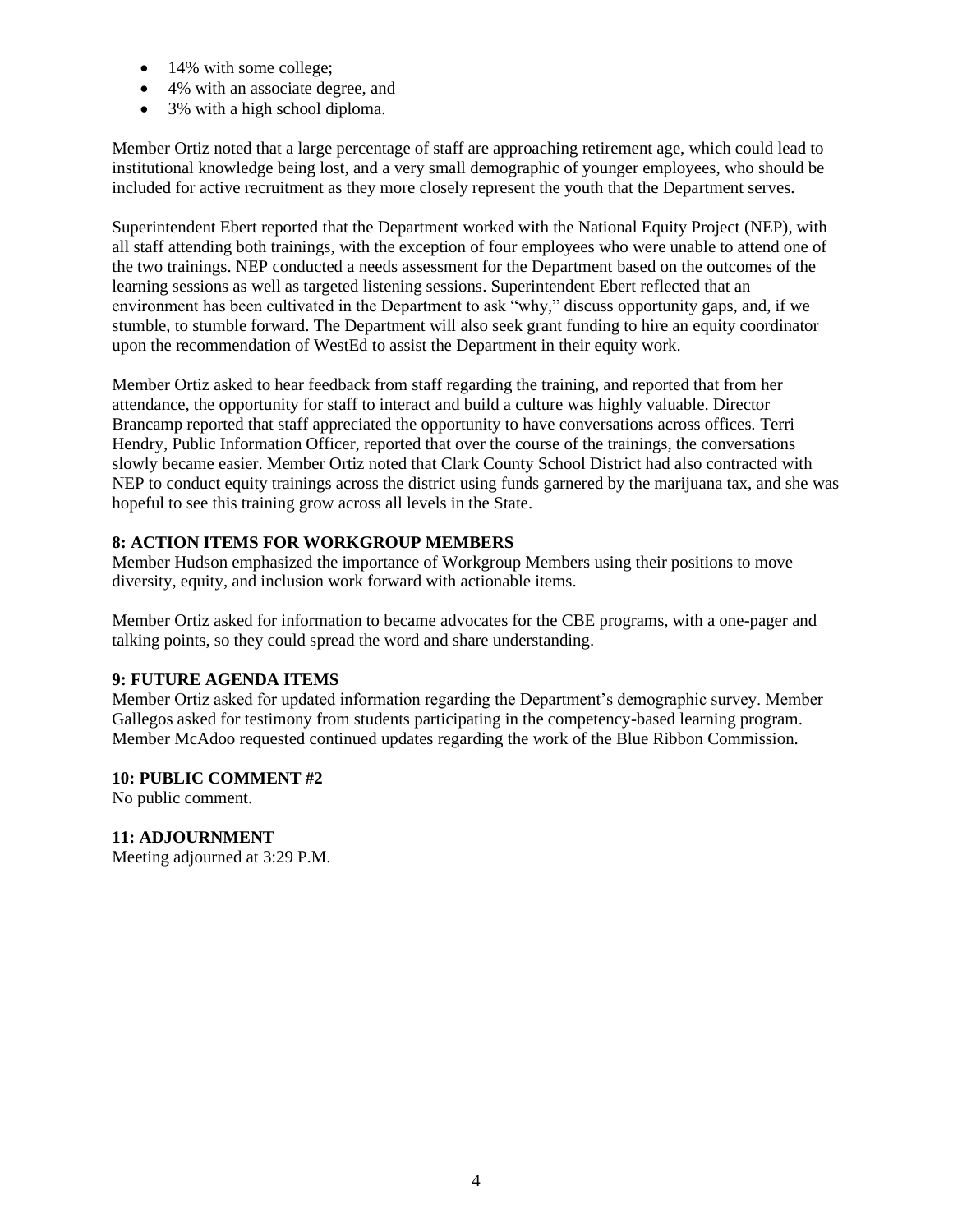- 14% with some college;
- 4% with an associate degree, and
- 3% with a high school diploma.

Member Ortiz noted that a large percentage of staff are approaching retirement age, which could lead to institutional knowledge being lost, and a very small demographic of younger employees, who should be included for active recruitment as they more closely represent the youth that the Department serves.

Superintendent Ebert reported that the Department worked with the National Equity Project (NEP), with all staff attending both trainings, with the exception of four employees who were unable to attend one of the two trainings. NEP conducted a needs assessment for the Department based on the outcomes of the learning sessions as well as targeted listening sessions. Superintendent Ebert reflected that an environment has been cultivated in the Department to ask "why," discuss opportunity gaps, and, if we stumble, to stumble forward. The Department will also seek grant funding to hire an equity coordinator upon the recommendation of WestEd to assist the Department in their equity work.

Member Ortiz asked to hear feedback from staff regarding the training, and reported that from her attendance, the opportunity for staff to interact and build a culture was highly valuable. Director Brancamp reported that staff appreciated the opportunity to have conversations across offices. Terri Hendry, Public Information Officer, reported that over the course of the trainings, the conversations slowly became easier. Member Ortiz noted that Clark County School District had also contracted with NEP to conduct equity trainings across the district using funds garnered by the marijuana tax, and she was hopeful to see this training grow across all levels in the State.

**8: ACTION ITEMS FOR WORKGROUP MEMBERS**

Member Hudson emphasized the importance of Workgroup Members using their positions to move diversity, equity, and inclusion work forward with actionable items.

Member Ortiz asked for information to became advocates for the CBE programs, with a one-pager and talking points, so they could spread the word and share understanding.

**9: FUTURE AGENDA ITEMS**

Member Ortiz asked for updated information regarding the Department's demographic survey. Member Gallegos asked for testimony from students participating in the competency-based learning program. Member McAdoo requested continued updates regarding the work of the Blue Ribbon Commission.

**10: PUBLIC COMMENT #2**

No public comment.

**11: ADJOURNMENT**

Meeting adjourned at 3:29 P.M.